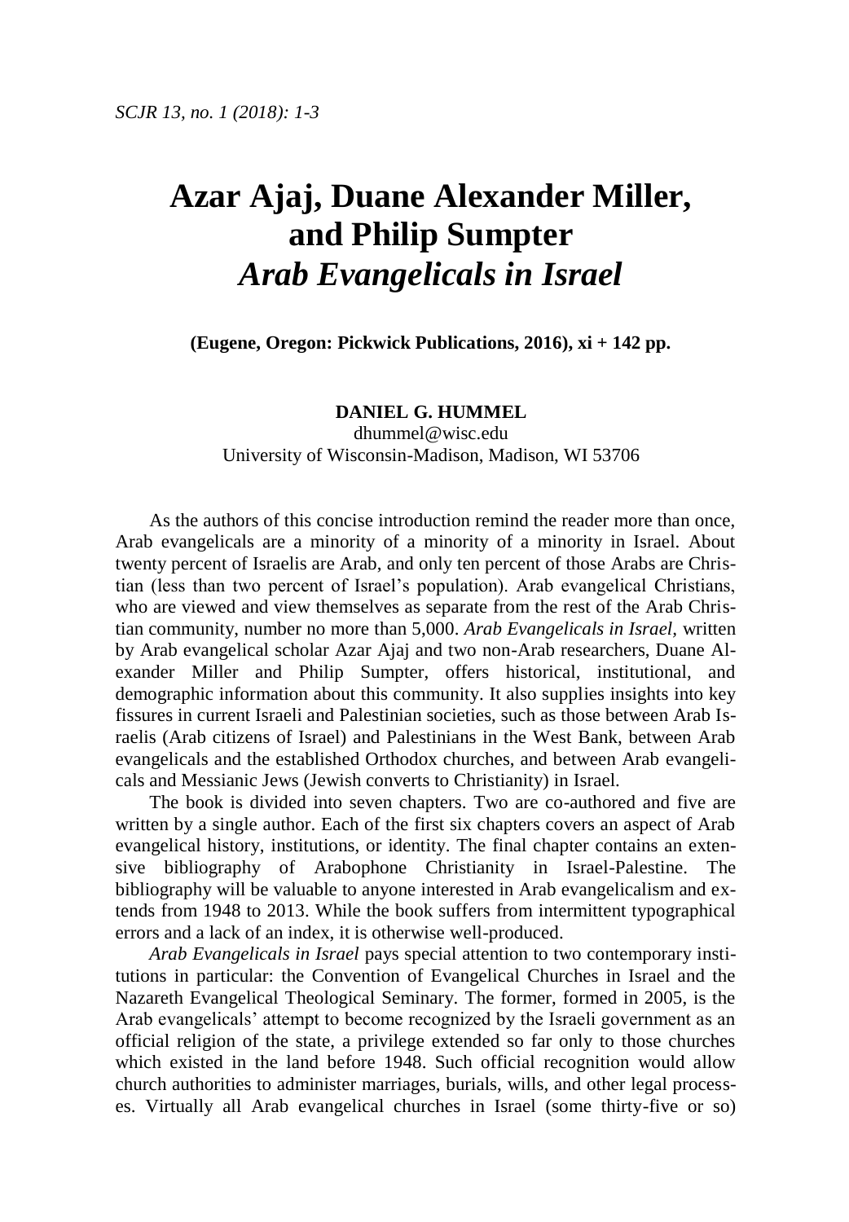# Azar Ajaj, Duane Alexander Miller, and Philip Sumpter *Arab Evangelicals in Israel*

**(Eugene, Oregon: Pickwick Publications, 2016), xi + 142 pp.**

**DANIEL G. HUMMEL**
dhummel@wisc.edu
University of Wisconsin-Madison, Madison, WI 53706

As the authors of this concise introduction remind the reader more than once, Arab evangelicals are a minority of a minority of a minority in Israel. About twenty percent of Israelis are Arab, and only ten percent of those Arabs are Christian (less than two percent of Israel's population). Arab evangelical Christians, who are viewed and view themselves as separate from the rest of the Arab Christian community, number no more than 5,000. *Arab Evangelicals in Israel*, written by Arab evangelical scholar Azar Ajaj and two non-Arab researchers, Duane Alexander Miller and Philip Sumpter, offers historical, institutional, and demographic information about this community. It also supplies insights into key fissures in current Israeli and Palestinian societies, such as those between Arab Israelis (Arab citizens of Israel) and Palestinians in the West Bank, between Arab evangelicals and the established Orthodox churches, and between Arab evangelicals and Messianic Jews (Jewish converts to Christianity) in Israel.

The book is divided into seven chapters. Two are co-authored and five are written by a single author. Each of the first six chapters covers an aspect of Arab evangelical history, institutions, or identity. The final chapter contains an extensive bibliography of Arabophone Christianity in Israel-Palestine. The bibliography will be valuable to anyone interested in Arab evangelicalism and extends from 1948 to 2013. While the book suffers from intermittent typographical errors and a lack of an index, it is otherwise well-produced.

*Arab Evangelicals in Israel* pays special attention to two contemporary institutions in particular: the Convention of Evangelical Churches in Israel and the Nazareth Evangelical Theological Seminary. The former, formed in 2005, is the Arab evangelicals' attempt to become recognized by the Israeli government as an official religion of the state, a privilege extended so far only to those churches which existed in the land before 1948. Such official recognition would allow church authorities to administer marriages, burials, wills, and other legal processes. Virtually all Arab evangelical churches in Israel (some thirty-five or so)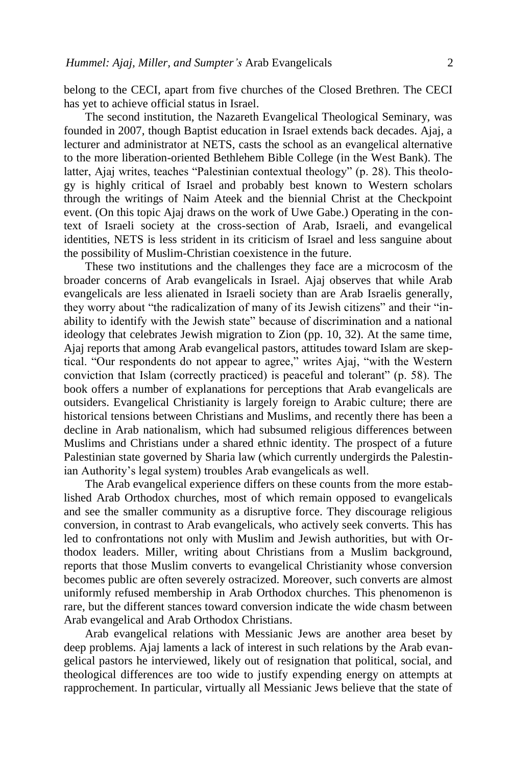belong to the CECI, apart from five churches of the Closed Brethren. The CECI has yet to achieve official status in Israel.

The second institution, the Nazareth Evangelical Theological Seminary, was founded in 2007, though Baptist education in Israel extends back decades. Ajaj, a lecturer and administrator at NETS, casts the school as an evangelical alternative to the more liberation-oriented Bethlehem Bible College (in the West Bank). The latter, Ajaj writes, teaches "Palestinian contextual theology" (p. 28). This theology is highly critical of Israel and probably best known to Western scholars through the writings of Naim Ateek and the biennial Christ at the Checkpoint event. (On this topic Ajaj draws on the work of Uwe Gabe.) Operating in the context of Israeli society at the cross-section of Arab, Israeli, and evangelical identities, NETS is less strident in its criticism of Israel and less sanguine about the possibility of Muslim-Christian coexistence in the future.

These two institutions and the challenges they face are a microcosm of the broader concerns of Arab evangelicals in Israel. Ajaj observes that while Arab evangelicals are less alienated in Israeli society than are Arab Israelis generally, they worry about "the radicalization of many of its Jewish citizens" and their "inability to identify with the Jewish state" because of discrimination and a national ideology that celebrates Jewish migration to Zion (pp. 10, 32). At the same time, Ajaj reports that among Arab evangelical pastors, attitudes toward Islam are skeptical. "Our respondents do not appear to agree," writes Ajaj, "with the Western conviction that Islam (correctly practiced) is peaceful and tolerant" (p. 58). The book offers a number of explanations for perceptions that Arab evangelicals are outsiders. Evangelical Christianity is largely foreign to Arabic culture; there are historical tensions between Christians and Muslims, and recently there has been a decline in Arab nationalism, which had subsumed religious differences between Muslims and Christians under a shared ethnic identity. The prospect of a future Palestinian state governed by Sharia law (which currently undergirds the Palestinian Authority's legal system) troubles Arab evangelicals as well.

The Arab evangelical experience differs on these counts from the more established Arab Orthodox churches, most of which remain opposed to evangelicals and see the smaller community as a disruptive force. They discourage religious conversion, in contrast to Arab evangelicals, who actively seek converts. This has led to confrontations not only with Muslim and Jewish authorities, but with Orthodox leaders. Miller, writing about Christians from a Muslim background, reports that those Muslim converts to evangelical Christianity whose conversion becomes public are often severely ostracized. Moreover, such converts are almost uniformly refused membership in Arab Orthodox churches. This phenomenon is rare, but the different stances toward conversion indicate the wide chasm between Arab evangelical and Arab Orthodox Christians.

Arab evangelical relations with Messianic Jews are another area beset by deep problems. Ajaj laments a lack of interest in such relations by the Arab evangelical pastors he interviewed, likely out of resignation that political, social, and theological differences are too wide to justify expending energy on attempts at rapprochement. In particular, virtually all Messianic Jews believe that the state of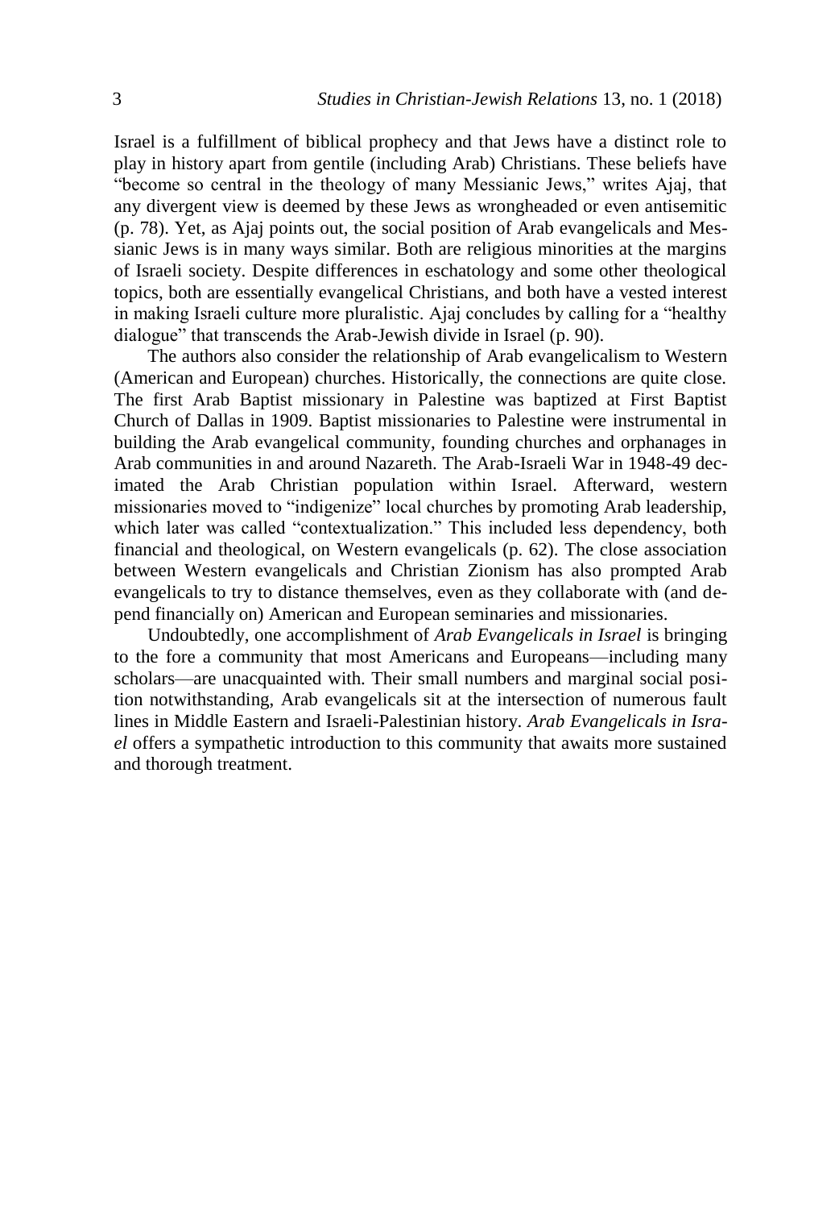Israel is a fulfillment of biblical prophecy and that Jews have a distinct role to play in history apart from gentile (including Arab) Christians. These beliefs have "become so central in the theology of many Messianic Jews," writes Ajaj, that any divergent view is deemed by these Jews as wrongheaded or even antisemitic (p. 78). Yet, as Ajaj points out, the social position of Arab evangelicals and Messianic Jews is in many ways similar. Both are religious minorities at the margins of Israeli society. Despite differences in eschatology and some other theological topics, both are essentially evangelical Christians, and both have a vested interest in making Israeli culture more pluralistic. Ajaj concludes by calling for a "healthy dialogue" that transcends the Arab-Jewish divide in Israel (p. 90).

The authors also consider the relationship of Arab evangelicalism to Western (American and European) churches. Historically, the connections are quite close. The first Arab Baptist missionary in Palestine was baptized at First Baptist Church of Dallas in 1909. Baptist missionaries to Palestine were instrumental in building the Arab evangelical community, founding churches and orphanages in Arab communities in and around Nazareth. The Arab-Israeli War in 1948-49 decimated the Arab Christian population within Israel. Afterward, western missionaries moved to "indigenize" local churches by promoting Arab leadership, which later was called "contextualization." This included less dependency, both financial and theological, on Western evangelicals (p. 62). The close association between Western evangelicals and Christian Zionism has also prompted Arab evangelicals to try to distance themselves, even as they collaborate with (and depend financially on) American and European seminaries and missionaries.

Undoubtedly, one accomplishment of *Arab Evangelicals in Israel* is bringing to the fore a community that most Americans and Europeans—including many scholars—are unacquainted with. Their small numbers and marginal social position notwithstanding, Arab evangelicals sit at the intersection of numerous fault lines in Middle Eastern and Israeli-Palestinian history. *Arab Evangelicals in Israel* offers a sympathetic introduction to this community that awaits more sustained and thorough treatment.